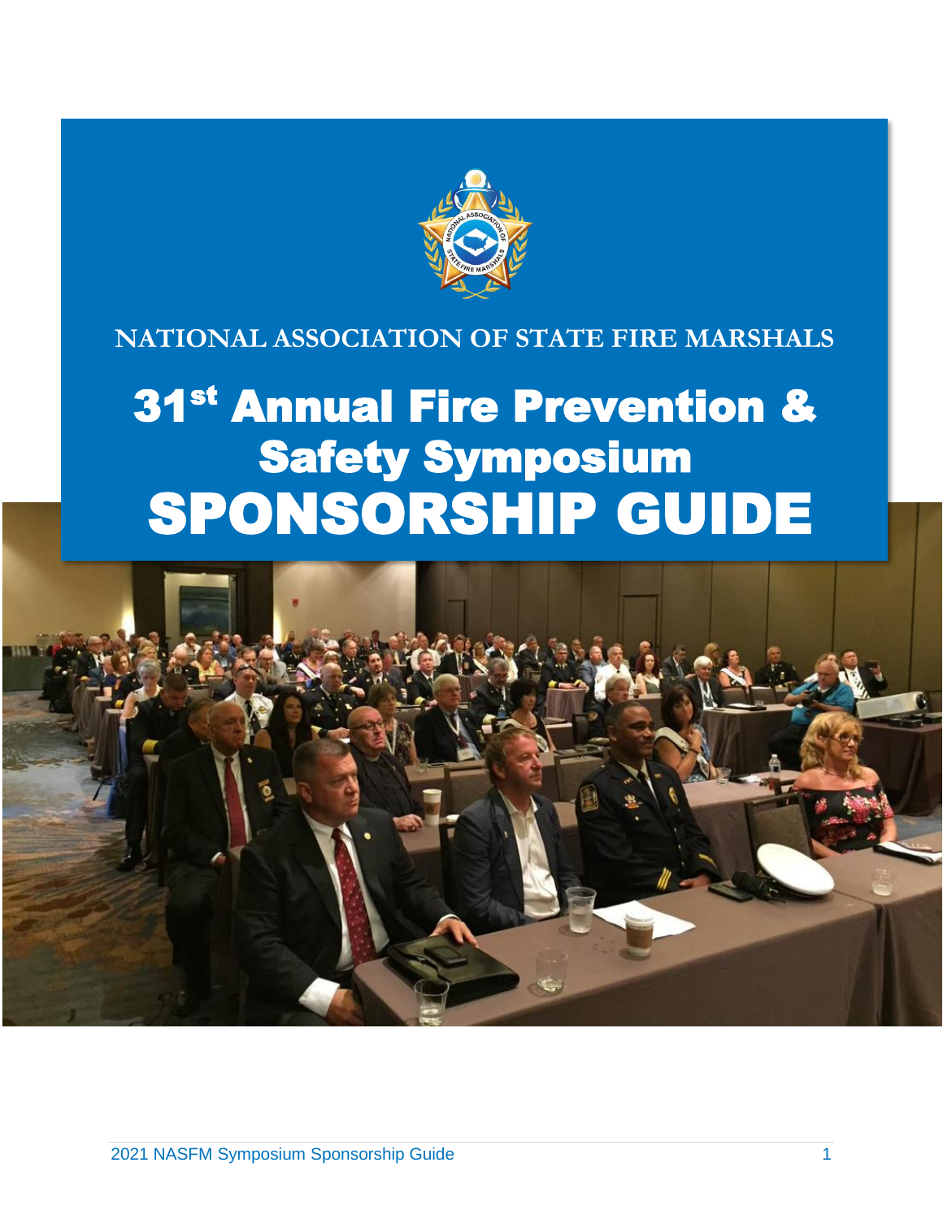NATIONAL ASSOCIATION OF STATE FIRE MARSHALS

# 31st Annual Fire Prevention & Safety Symposium

# SPONSORSHIP GUIDE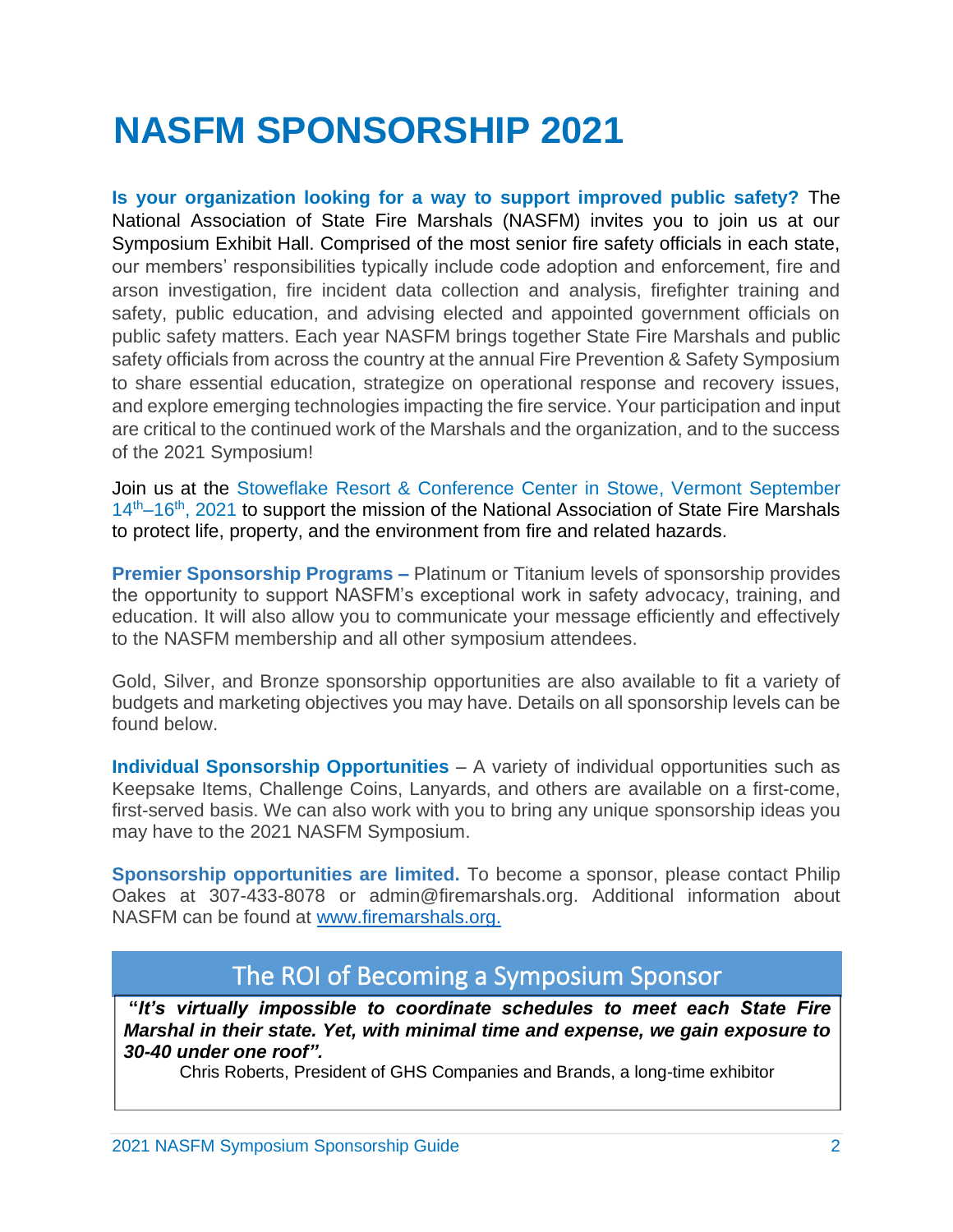# NASFM SPONSORSHIP 2021

**Is your organization looking for a way to support improved public safety?** The National Association of State Fire Marshals (NASFM) invites you to join us at our Symposium Exhibit Hall. Comprised of the most senior fire safety officials in each state, our members' responsibilities typically include code adoption and enforcement, fire and arson investigation, fire incident data collection and analysis, firefighter training and safety, public education, and advising elected and appointed government officials on public safety matters. Each year NASFM brings together State Fire Marshals and public safety officials from across the country at the annual Fire Prevention & Safety Symposium to share essential education, strategize on operational response and recovery issues, and explore emerging technologies impacting the fire service. Your participation and input are critical to the continued work of the Marshals and the organization, and to the success of the 2021 Symposium!

Join us at the Stoweflake Resort & Conference Center in Stowe, Vermont September 14th–16th, 2021 to support the mission of the National Association of State Fire Marshals to protect life, property, and the environment from fire and related hazards.

**Premier Sponsorship Programs –** Platinum or Titanium levels of sponsorship provides the opportunity to support NASFM's exceptional work in safety advocacy, training, and education. It will also allow you to communicate your message efficiently and effectively to the NASFM membership and all other symposium attendees.

Gold, Silver, and Bronze sponsorship opportunities are also available to fit a variety of budgets and marketing objectives you may have. Details on all sponsorship levels can be found below.

**Individual Sponsorship Opportunities** – A variety of individual opportunities such as Keepsake Items, Challenge Coins, Lanyards, and others are available on a first-come, first-served basis. We can also work with you to bring any unique sponsorship ideas you may have to the 2021 NASFM Symposium.

**Sponsorship opportunities are limited.** To become a sponsor, please contact Philip Oakes at 307-433-8078 or admin@firemarshals.org. Additional information about NASFM can be found at www.firemarshals.org.

## The ROI of Becoming a Symposium Sponsor

***"It's virtually impossible to coordinate schedules to meet each State Fire Marshal in their state. Yet, with minimal time and expense, we gain exposure to 30-40 under one roof".***

Chris Roberts, President of GHS Companies and Brands, a long-time exhibitor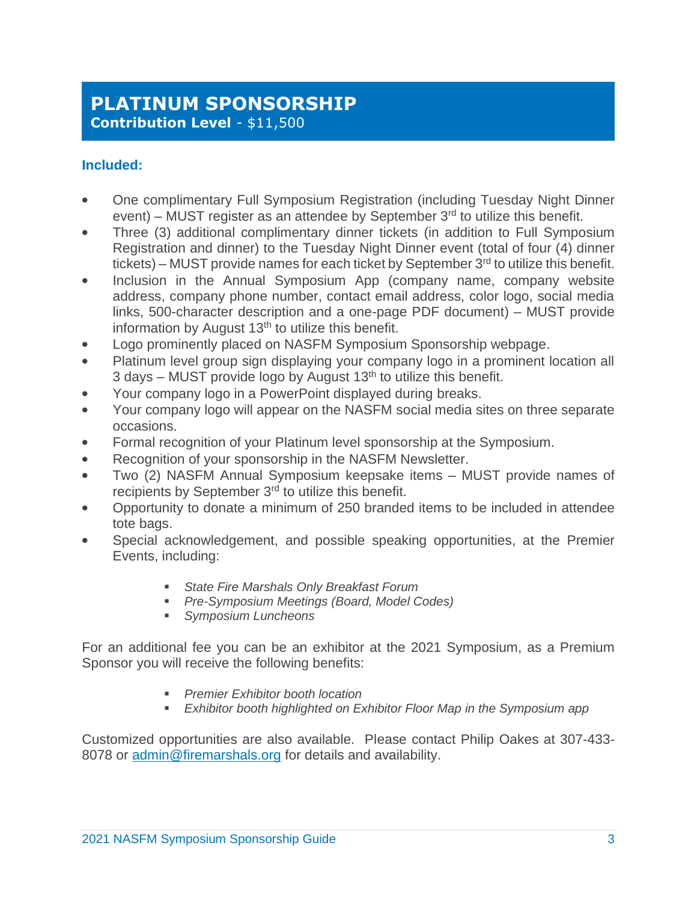# PLATINUM SPONSORSHIP

**Contribution Level** - $11,500

### Included:

- One complimentary Full Symposium Registration (including Tuesday Night Dinner event) – MUST register as an attendee by September 3rd to utilize this benefit.
- Three (3) additional complimentary dinner tickets (in addition to Full Symposium Registration and dinner) to the Tuesday Night Dinner event (total of four (4) dinner tickets) – MUST provide names for each ticket by September 3rd to utilize this benefit.
- Inclusion in the Annual Symposium App (company name, company website address, company phone number, contact email address, color logo, social media links, 500-character description and a one-page PDF document) – MUST provide information by August 13th to utilize this benefit.
- Logo prominently placed on NASFM Symposium Sponsorship webpage.
- Platinum level group sign displaying your company logo in a prominent location all 3 days – MUST provide logo by August 13th to utilize this benefit.
- Your company logo in a PowerPoint displayed during breaks.
- Your company logo will appear on the NASFM social media sites on three separate occasions.
- Formal recognition of your Platinum level sponsorship at the Symposium.
- Recognition of your sponsorship in the NASFM Newsletter.
- Two (2) NASFM Annual Symposium keepsake items – MUST provide names of recipients by September 3rd to utilize this benefit.
- Opportunity to donate a minimum of 250 branded items to be included in attendee tote bags.
- Special acknowledgement, and possible speaking opportunities, at the Premier Events, including:
  - *State Fire Marshals Only Breakfast Forum*
  - *Pre-Symposium Meetings (Board, Model Codes)*
  - *Symposium Luncheons*

For an additional fee you can be an exhibitor at the 2021 Symposium, as a Premium Sponsor you will receive the following benefits:

- *Premier Exhibitor booth location*
- *Exhibitor booth highlighted on Exhibitor Floor Map in the Symposium app*

Customized opportunities are also available. Please contact Philip Oakes at 307-433-8078 or admin@firemarshals.org for details and availability.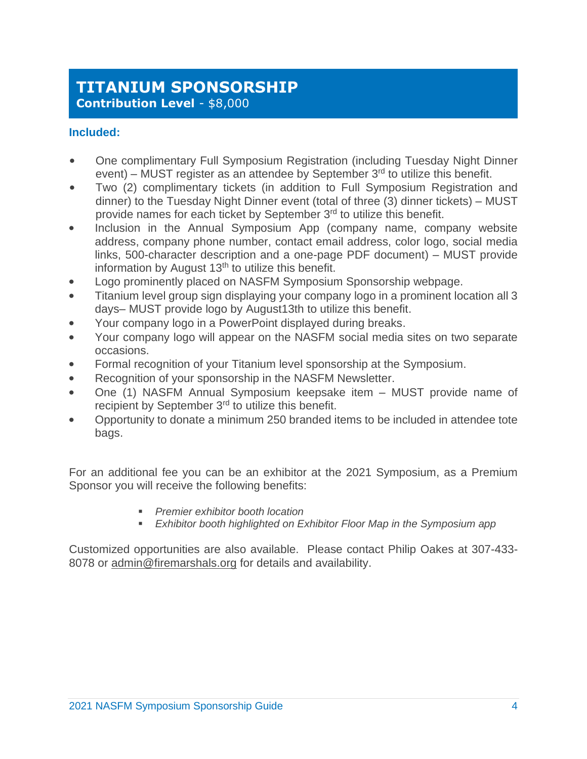# TITANIUM SPONSORSHIP

**Contribution Level** - $8,000

### Included:

- One complimentary Full Symposium Registration (including Tuesday Night Dinner event) – MUST register as an attendee by September 3rd to utilize this benefit.
- Two (2) complimentary tickets (in addition to Full Symposium Registration and dinner) to the Tuesday Night Dinner event (total of three (3) dinner tickets) – MUST provide names for each ticket by September 3rd to utilize this benefit.
- Inclusion in the Annual Symposium App (company name, company website address, company phone number, contact email address, color logo, social media links, 500-character description and a one-page PDF document) – MUST provide information by August 13th to utilize this benefit.
- Logo prominently placed on NASFM Symposium Sponsorship webpage.
- Titanium level group sign displaying your company logo in a prominent location all 3 days– MUST provide logo by August13th to utilize this benefit.
- Your company logo in a PowerPoint displayed during breaks.
- Your company logo will appear on the NASFM social media sites on two separate occasions.
- Formal recognition of your Titanium level sponsorship at the Symposium.
- Recognition of your sponsorship in the NASFM Newsletter.
- One (1) NASFM Annual Symposium keepsake item – MUST provide name of recipient by September 3rd to utilize this benefit.
- Opportunity to donate a minimum 250 branded items to be included in attendee tote bags.

For an additional fee you can be an exhibitor at the 2021 Symposium, as a Premium Sponsor you will receive the following benefits:

- *Premier exhibitor booth location*
- *Exhibitor booth highlighted on Exhibitor Floor Map in the Symposium app*

Customized opportunities are also available. Please contact Philip Oakes at 307-433-8078 or admin@firemarshals.org for details and availability.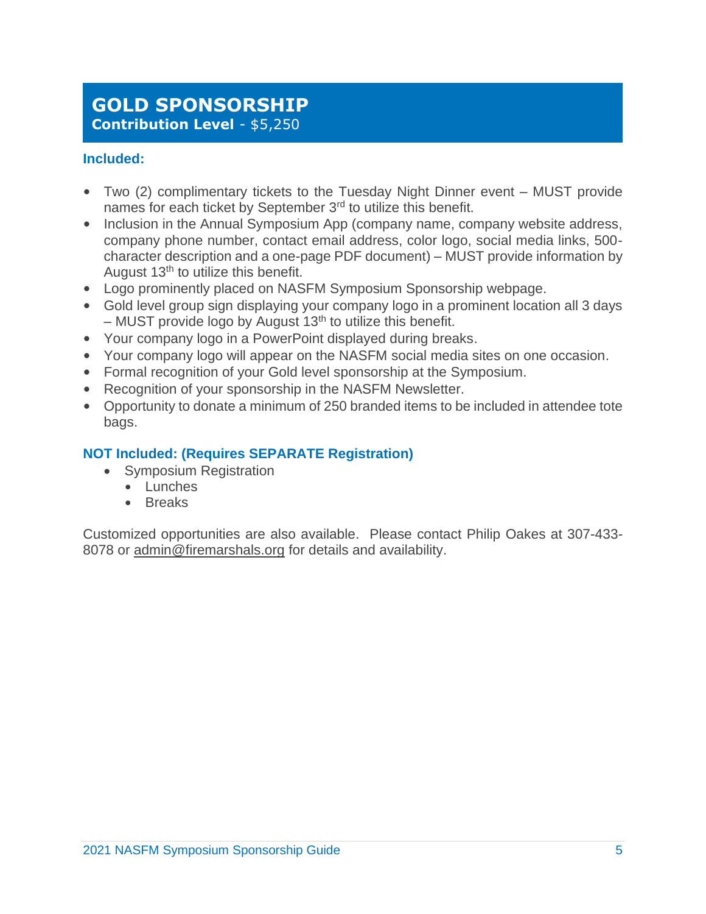# GOLD SPONSORSHIP

**Contribution Level** - $5,250

**Included:**

- Two (2) complimentary tickets to the Tuesday Night Dinner event – MUST provide names for each ticket by September 3rd to utilize this benefit.
- Inclusion in the Annual Symposium App (company name, company website address, company phone number, contact email address, color logo, social media links, 500-character description and a one-page PDF document) – MUST provide information by August 13th to utilize this benefit.
- Logo prominently placed on NASFM Symposium Sponsorship webpage.
- Gold level group sign displaying your company logo in a prominent location all 3 days – MUST provide logo by August 13th to utilize this benefit.
- Your company logo in a PowerPoint displayed during breaks.
- Your company logo will appear on the NASFM social media sites on one occasion.
- Formal recognition of your Gold level sponsorship at the Symposium.
- Recognition of your sponsorship in the NASFM Newsletter.
- Opportunity to donate a minimum of 250 branded items to be included in attendee tote bags.

**NOT Included: (Requires SEPARATE Registration)**

- Symposium Registration
  - Lunches
  - Breaks

Customized opportunities are also available. Please contact Philip Oakes at 307-433-8078 or admin@firemarshals.org for details and availability.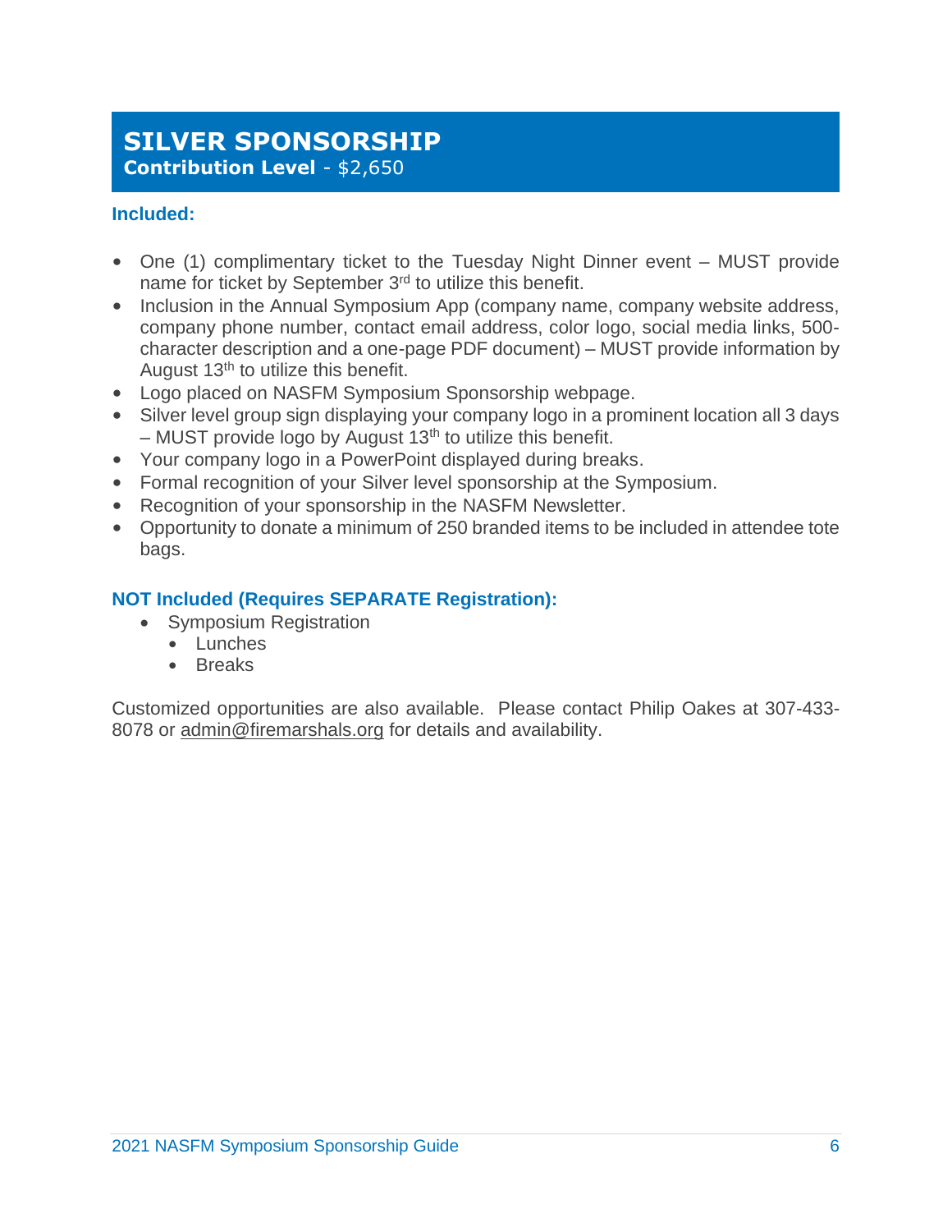## SILVER SPONSORSHIP

**Contribution Level** - $2,650

**Included:**

- One (1) complimentary ticket to the Tuesday Night Dinner event – MUST provide name for ticket by September 3rd to utilize this benefit.
- Inclusion in the Annual Symposium App (company name, company website address, company phone number, contact email address, color logo, social media links, 500-character description and a one-page PDF document) – MUST provide information by August 13th to utilize this benefit.
- Logo placed on NASFM Symposium Sponsorship webpage.
- Silver level group sign displaying your company logo in a prominent location all 3 days – MUST provide logo by August 13th to utilize this benefit.
- Your company logo in a PowerPoint displayed during breaks.
- Formal recognition of your Silver level sponsorship at the Symposium.
- Recognition of your sponsorship in the NASFM Newsletter.
- Opportunity to donate a minimum of 250 branded items to be included in attendee tote bags.

**NOT Included (Requires SEPARATE Registration):**

- Symposium Registration
  - Lunches
  - Breaks

Customized opportunities are also available. Please contact Philip Oakes at 307-433-8078 or admin@firemarshals.org for details and availability.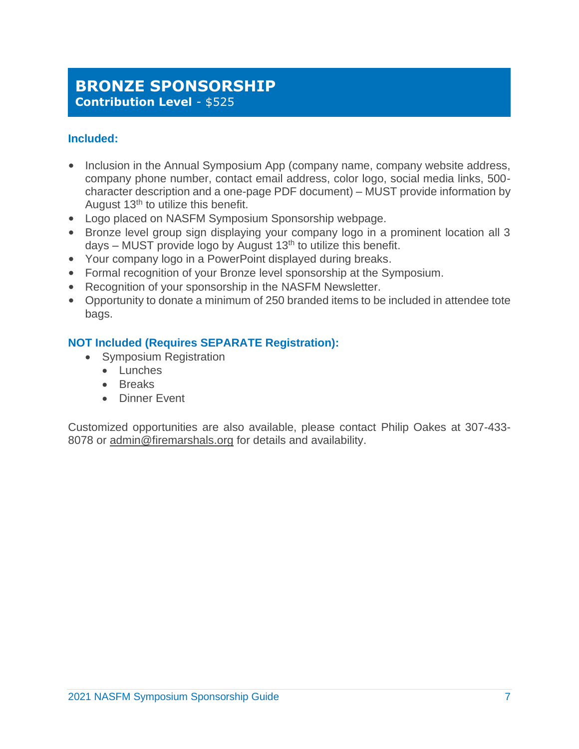# BRONZE SPONSORSHIP

**Contribution Level** - $525

### Included:

- Inclusion in the Annual Symposium App (company name, company website address, company phone number, contact email address, color logo, social media links, 500-character description and a one-page PDF document) – MUST provide information by August 13th to utilize this benefit.
- Logo placed on NASFM Symposium Sponsorship webpage.
- Bronze level group sign displaying your company logo in a prominent location all 3 days – MUST provide logo by August 13th to utilize this benefit.
- Your company logo in a PowerPoint displayed during breaks.
- Formal recognition of your Bronze level sponsorship at the Symposium.
- Recognition of your sponsorship in the NASFM Newsletter.
- Opportunity to donate a minimum of 250 branded items to be included in attendee tote bags.

### NOT Included (Requires SEPARATE Registration):

- Symposium Registration
  - Lunches
  - Breaks
  - Dinner Event

Customized opportunities are also available, please contact Philip Oakes at 307-433-8078 or admin@firemarshals.org for details and availability.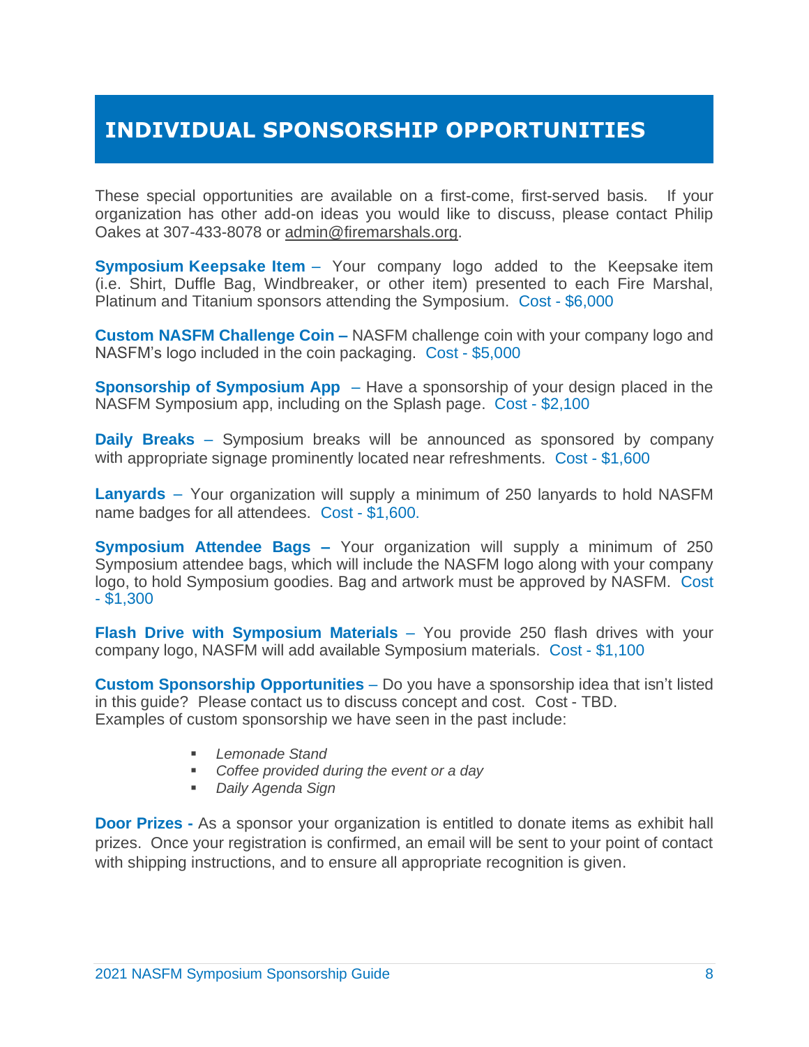# INDIVIDUAL SPONSORSHIP OPPORTUNITIES

These special opportunities are available on a first-come, first-served basis. If your organization has other add-on ideas you would like to discuss, please contact Philip Oakes at 307-433-8078 or admin@firemarshals.org.

**Symposium Keepsake Item** – Your company logo added to the Keepsake item (i.e. Shirt, Duffle Bag, Windbreaker, or other item) presented to each Fire Marshal, Platinum and Titanium sponsors attending the Symposium. Cost - $6,000

**Custom NASFM Challenge Coin –** NASFM challenge coin with your company logo and NASFM's logo included in the coin packaging. Cost - $5,000

**Sponsorship of Symposium App** – Have a sponsorship of your design placed in the NASFM Symposium app, including on the Splash page. Cost - $2,100

**Daily Breaks** – Symposium breaks will be announced as sponsored by company with appropriate signage prominently located near refreshments. Cost - $1,600

**Lanyards** – Your organization will supply a minimum of 250 lanyards to hold NASFM name badges for all attendees. Cost - $1,600.

**Symposium Attendee Bags –** Your organization will supply a minimum of 250 Symposium attendee bags, which will include the NASFM logo along with your company logo, to hold Symposium goodies. Bag and artwork must be approved by NASFM. Cost - $1,300

**Flash Drive with Symposium Materials** – You provide 250 flash drives with your company logo, NASFM will add available Symposium materials. Cost - $1,100

**Custom Sponsorship Opportunities** – Do you have a sponsorship idea that isn't listed in this guide? Please contact us to discuss concept and cost. Cost - TBD.
Examples of custom sponsorship we have seen in the past include:

- *Lemonade Stand*
- *Coffee provided during the event or a day*
- *Daily Agenda Sign*

**Door Prizes -** As a sponsor your organization is entitled to donate items as exhibit hall prizes. Once your registration is confirmed, an email will be sent to your point of contact with shipping instructions, and to ensure all appropriate recognition is given.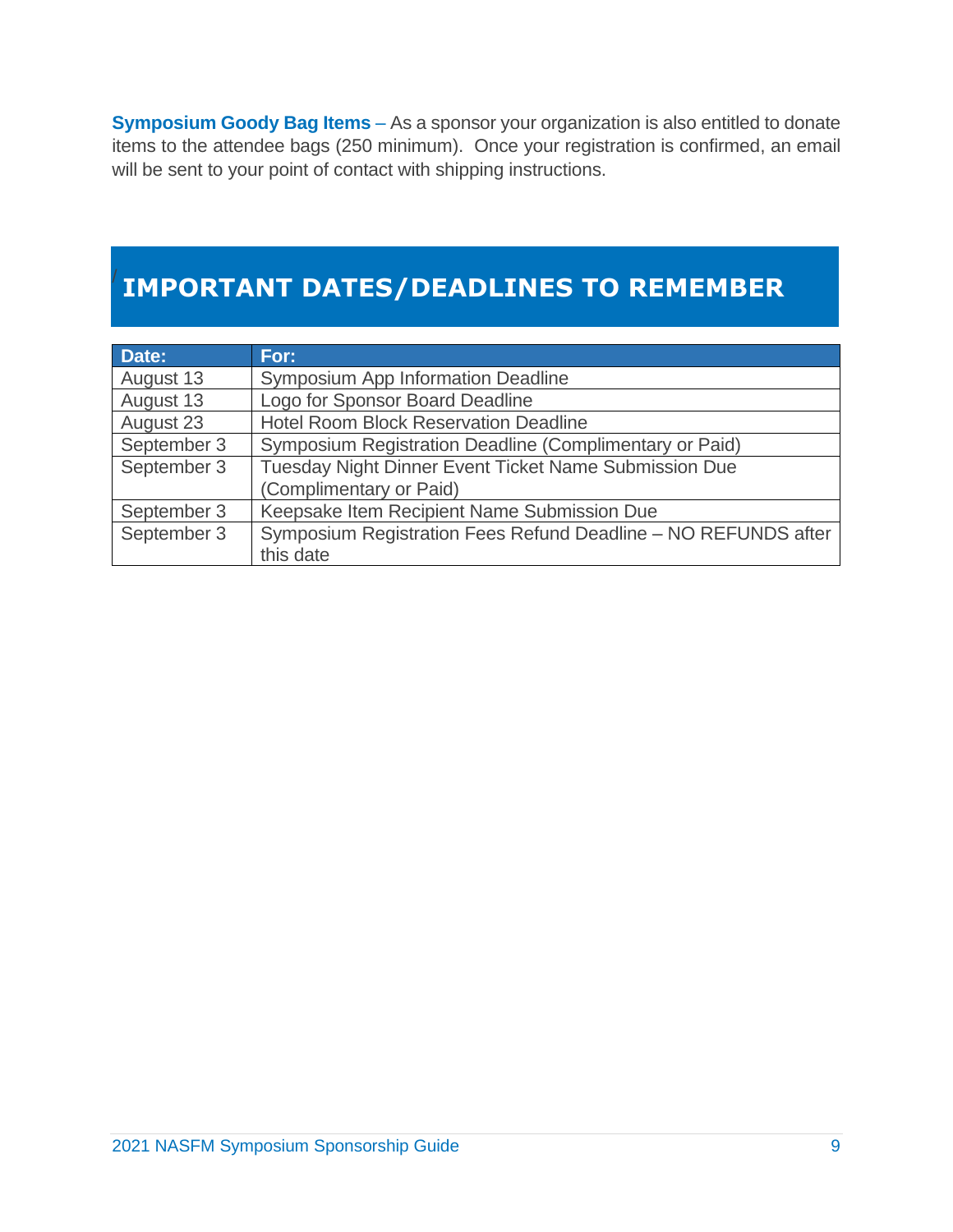**Symposium Goody Bag Items** – As a sponsor your organization is also entitled to donate items to the attendee bags (250 minimum). Once your registration is confirmed, an email will be sent to your point of contact with shipping instructions.

## IMPORTANT DATES/DEADLINES TO REMEMBER

| Date: | For: |
|---|---|
| August 13 | Symposium App Information Deadline |
| August 13 | Logo for Sponsor Board Deadline |
| August 23 | Hotel Room Block Reservation Deadline |
| September 3 | Symposium Registration Deadline (Complimentary or Paid) |
| September 3 | Tuesday Night Dinner Event Ticket Name Submission Due (Complimentary or Paid) |
| September 3 | Keepsake Item Recipient Name Submission Due |
| September 3 | Symposium Registration Fees Refund Deadline – NO REFUNDS after this date |